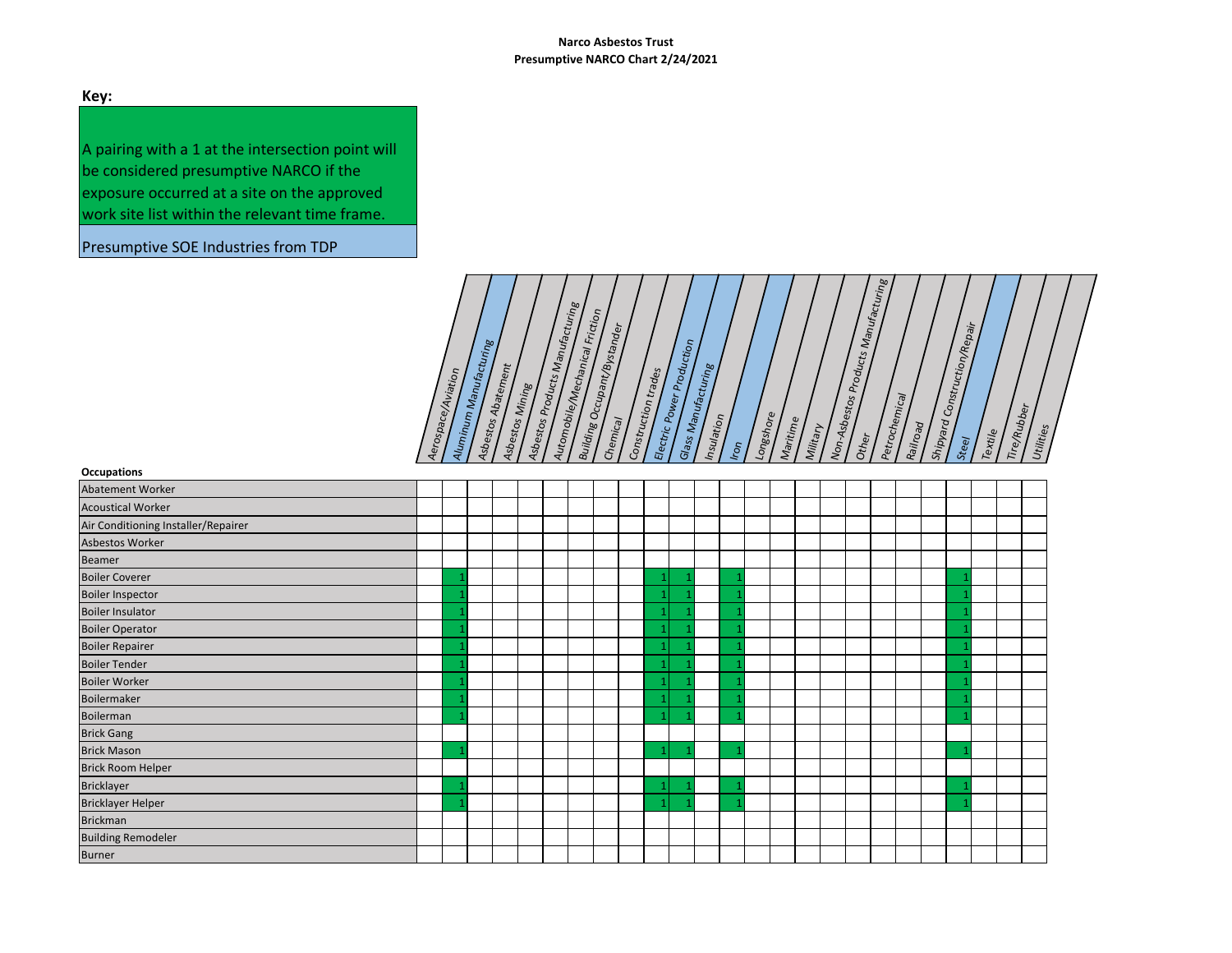**Narco Asbestos Trust**
**Presumptive NARCO Chart 2/24/2021**

**Key:**

A pairing with a 1 at the intersection point will be considered presumptive NARCO if the exposure occurred at a site on the approved work site list within the relevant time frame.

Presumptive SOE Industries from TDP

| Occupations | Aerospace/Aviation | Aluminum Manufacturing | Asbestos Abatement | Asbestos Mining | Asbestos Products Manufacturing | Automobile/Mechanical Friction | Building Occupant/Bystander | Chemical | Construction trades | Electric Power Production | Glass Manufacturing | Insulation | Iron | Longshore | Maritime | Military | Non-Asbestos Products Manufacturing | Other | Petrochemical | Railroad | Shipyard Construction/Repair | Steel | Textile | Tire/Rubber | Utilities |
|---|---|---|---|---|---|---|---|---|---|---|---|---|---|---|---|---|---|---|---|---|---|---|---|---|---|
| Abatement Worker | | | | | | | | | | | | | | | | | | | | | | | | | |
| Acoustical Worker | | | | | | | | | | | | | | | | | | | | | | | | | |
| Air Conditioning Installer/Repairer | | | | | | | | | | | | | | | | | | | | | | | | | |
| Asbestos Worker | | | | | | | | | | | | | | | | | | | | | | | | | |
| Beamer | | | | | | | | | | | | | | | | | | | | | | | | | |
| Boiler Coverer | | 1 | | | | | | | | 1 | 1 | | 1 | | | | | | | | | 1 | | | |
| Boiler Inspector | | 1 | | | | | | | | 1 | 1 | | 1 | | | | | | | | | 1 | | | |
| Boiler Insulator | | 1 | | | | | | | | 1 | 1 | | 1 | | | | | | | | | 1 | | | |
| Boiler Operator | | 1 | | | | | | | | 1 | 1 | | 1 | | | | | | | | | 1 | | | |
| Boiler Repairer | | 1 | | | | | | | | 1 | 1 | | 1 | | | | | | | | | 1 | | | |
| Boiler Tender | | 1 | | | | | | | | 1 | 1 | | 1 | | | | | | | | | 1 | | | |
| Boiler Worker | | 1 | | | | | | | | 1 | 1 | | 1 | | | | | | | | | 1 | | | |
| Boilermaker | | 1 | | | | | | | | 1 | 1 | | 1 | | | | | | | | | 1 | | | |
| Boilerman | | 1 | | | | | | | | 1 | 1 | | 1 | | | | | | | | | 1 | | | |
| Brick Gang | | | | | | | | | | | | | | | | | | | | | | | | | |
| Brick Mason | | 1 | | | | | | | | 1 | 1 | | 1 | | | | | | | | | 1 | | | |
| Brick Room Helper | | | | | | | | | | | | | | | | | | | | | | | | | |
| Bricklayer | | 1 | | | | | | | | 1 | 1 | | 1 | | | | | | | | | 1 | | | |
| Bricklayer Helper | | 1 | | | | | | | | 1 | 1 | | 1 | | | | | | | | | 1 | | | |
| Brickman | | | | | | | | | | | | | | | | | | | | | | | | | |
| Building Remodeler | | | | | | | | | | | | | | | | | | | | | | | | | |
| Burner | | | | | | | | | | | | | | | | | | | | | | | | | |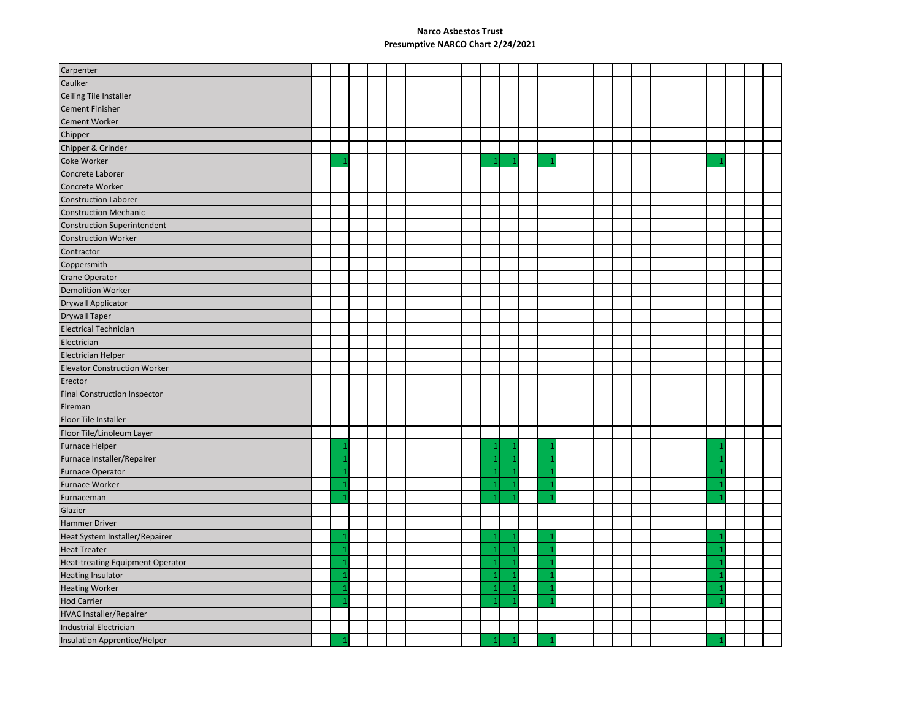# Narco Asbestos Trust

## Presumptive NARCO Chart 2/24/2021

| | | | | | | | | | | | | | | | | | | | | | | | | | |
|---|---|---|---|---|---|---|---|---|---|---|---|---|---|---|---|---|---|---|---|---|---|---|---|---|---|
| Carpenter | | | | | | | | | | | | | | | | | | | | | | | | | |
| Caulker | | | | | | | | | | | | | | | | | | | | | | | | | |
| Ceiling Tile Installer | | | | | | | | | | | | | | | | | | | | | | | | | |
| Cement Finisher | | | | | | | | | | | | | | | | | | | | | | | | | |
| Cement Worker | | | | | | | | | | | | | | | | | | | | | | | | | |
| Chipper | | | | | | | | | | | | | | | | | | | | | | | | | |
| Chipper & Grinder | | | | | | | | | | | | | | | | | | | | | | | | | |
| Coke Worker | | 1 | | | | | | | 1 | 1 | | 1 | | | | | | | | | 1 | | | | |
| Concrete Laborer | | | | | | | | | | | | | | | | | | | | | | | | | |
| Concrete Worker | | | | | | | | | | | | | | | | | | | | | | | | | |
| Construction Laborer | | | | | | | | | | | | | | | | | | | | | | | | | |
| Construction Mechanic | | | | | | | | | | | | | | | | | | | | | | | | | |
| Construction Superintendent | | | | | | | | | | | | | | | | | | | | | | | | | |
| Construction Worker | | | | | | | | | | | | | | | | | | | | | | | | | |
| Contractor | | | | | | | | | | | | | | | | | | | | | | | | | |
| Coppersmith | | | | | | | | | | | | | | | | | | | | | | | | | |
| Crane Operator | | | | | | | | | | | | | | | | | | | | | | | | | |
| Demolition Worker | | | | | | | | | | | | | | | | | | | | | | | | | |
| Drywall Applicator | | | | | | | | | | | | | | | | | | | | | | | | | |
| Drywall Taper | | | | | | | | | | | | | | | | | | | | | | | | | |
| Electrical Technician | | | | | | | | | | | | | | | | | | | | | | | | | |
| Electrician | | | | | | | | | | | | | | | | | | | | | | | | | |
| Electrician Helper | | | | | | | | | | | | | | | | | | | | | | | | | |
| Elevator Construction Worker | | | | | | | | | | | | | | | | | | | | | | | | | |
| Erector | | | | | | | | | | | | | | | | | | | | | | | | | |
| Final Construction Inspector | | | | | | | | | | | | | | | | | | | | | | | | | |
| Fireman | | | | | | | | | | | | | | | | | | | | | | | | | |
| Floor Tile Installer | | | | | | | | | | | | | | | | | | | | | | | | | |
| Floor Tile/Linoleum Layer | | | | | | | | | | | | | | | | | | | | | | | | | |
| Furnace Helper | | 1 | | | | | | | 1 | 1 | | 1 | | | | | | | | | 1 | | | | |
| Furnace Installer/Repairer | | 1 | | | | | | | 1 | 1 | | 1 | | | | | | | | | 1 | | | | |
| Furnace Operator | | 1 | | | | | | | 1 | 1 | | 1 | | | | | | | | | 1 | | | | |
| Furnace Worker | | 1 | | | | | | | 1 | 1 | | 1 | | | | | | | | | 1 | | | | |
| Furnaceman | | 1 | | | | | | | 1 | 1 | | 1 | | | | | | | | | 1 | | | | |
| Glazier | | | | | | | | | | | | | | | | | | | | | | | | | |
| Hammer Driver | | | | | | | | | | | | | | | | | | | | | | | | | |
| Heat System Installer/Repairer | | 1 | | | | | | | 1 | 1 | | 1 | | | | | | | | | 1 | | | | |
| Heat Treater | | 1 | | | | | | | 1 | 1 | | 1 | | | | | | | | | 1 | | | | |
| Heat-treating Equipment Operator | | 1 | | | | | | | 1 | 1 | | 1 | | | | | | | | | 1 | | | | |
| Heating Insulator | | 1 | | | | | | | 1 | 1 | | 1 | | | | | | | | | 1 | | | | |
| Heating Worker | | 1 | | | | | | | 1 | 1 | | 1 | | | | | | | | | 1 | | | | |
| Hod Carrier | | 1 | | | | | | | 1 | 1 | | 1 | | | | | | | | | 1 | | | | |
| HVAC Installer/Repairer | | | | | | | | | | | | | | | | | | | | | | | | | |
| Industrial Electrician | | | | | | | | | | | | | | | | | | | | | | | | | |
| Insulation Apprentice/Helper | | 1 | | | | | | | 1 | 1 | | 1 | | | | | | | | | 1 | | | | |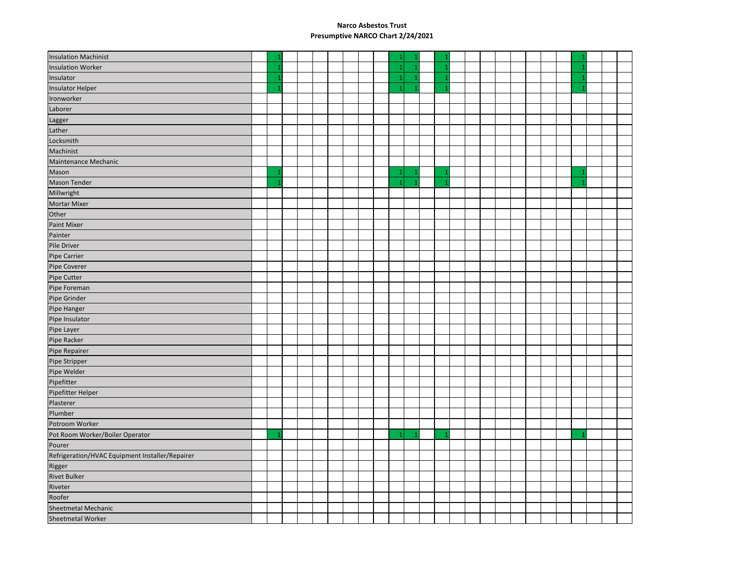**Narco Asbestos Trust**

**Presumptive NARCO Chart 2/24/2021**

| | | | | | | | | | | | | | | | | | | | | | | | | | |
|---|---|---|---|---|---|---|---|---|---|---|---|---|---|---|---|---|---|---|---|---|---|---|---|---|---|
| Insulation Machinist | | 1 | | | | | | | | 1 | 1 | | 1 | | | | | | | | | 1 | | | |
| Insulation Worker | | 1 | | | | | | | | 1 | 1 | | 1 | | | | | | | | | 1 | | | |
| Insulator | | 1 | | | | | | | | 1 | 1 | | 1 | | | | | | | | | 1 | | | |
| Insulator Helper | | 1 | | | | | | | | 1 | 1 | | 1 | | | | | | | | | 1 | | | |
| Ironworker | | | | | | | | | | | | | | | | | | | | | | | | | |
| Laborer | | | | | | | | | | | | | | | | | | | | | | | | | |
| Lagger | | | | | | | | | | | | | | | | | | | | | | | | | |
| Lather | | | | | | | | | | | | | | | | | | | | | | | | | |
| Locksmith | | | | | | | | | | | | | | | | | | | | | | | | | |
| Machinist | | | | | | | | | | | | | | | | | | | | | | | | | |
| Maintenance Mechanic | | | | | | | | | | | | | | | | | | | | | | | | | |
| Mason | | 1 | | | | | | | | 1 | 1 | | 1 | | | | | | | | | 1 | | | |
| Mason Tender | | 1 | | | | | | | | 1 | 1 | | 1 | | | | | | | | | 1 | | | |
| Millwright | | | | | | | | | | | | | | | | | | | | | | | | | |
| Mortar Mixer | | | | | | | | | | | | | | | | | | | | | | | | | |
| Other | | | | | | | | | | | | | | | | | | | | | | | | | |
| Paint Mixer | | | | | | | | | | | | | | | | | | | | | | | | | |
| Painter | | | | | | | | | | | | | | | | | | | | | | | | | |
| Pile Driver | | | | | | | | | | | | | | | | | | | | | | | | | |
| Pipe Carrier | | | | | | | | | | | | | | | | | | | | | | | | | |
| Pipe Coverer | | | | | | | | | | | | | | | | | | | | | | | | | |
| Pipe Cutter | | | | | | | | | | | | | | | | | | | | | | | | | |
| Pipe Foreman | | | | | | | | | | | | | | | | | | | | | | | | | |
| Pipe Grinder | | | | | | | | | | | | | | | | | | | | | | | | | |
| Pipe Hanger | | | | | | | | | | | | | | | | | | | | | | | | | |
| Pipe Insulator | | | | | | | | | | | | | | | | | | | | | | | | | |
| Pipe Layer | | | | | | | | | | | | | | | | | | | | | | | | | |
| Pipe Racker | | | | | | | | | | | | | | | | | | | | | | | | | |
| Pipe Repairer | | | | | | | | | | | | | | | | | | | | | | | | | |
| Pipe Stripper | | | | | | | | | | | | | | | | | | | | | | | | | |
| Pipe Welder | | | | | | | | | | | | | | | | | | | | | | | | | |
| Pipefitter | | | | | | | | | | | | | | | | | | | | | | | | | |
| Pipefitter Helper | | | | | | | | | | | | | | | | | | | | | | | | | |
| Plasterer | | | | | | | | | | | | | | | | | | | | | | | | | |
| Plumber | | | | | | | | | | | | | | | | | | | | | | | | | |
| Potroom Worker | | | | | | | | | | | | | | | | | | | | | | | | | |
| Pot Room Worker/Boiler Operator | | 1 | | | | | | | | 1 | 1 | | 1 | | | | | | | | | 1 | | | |
| Pourer | | | | | | | | | | | | | | | | | | | | | | | | | |
| Refrigeration/HVAC Equipment Installer/Repairer | | | | | | | | | | | | | | | | | | | | | | | | | |
| Rigger | | | | | | | | | | | | | | | | | | | | | | | | | |
| Rivet Bulker | | | | | | | | | | | | | | | | | | | | | | | | | |
| Riveter | | | | | | | | | | | | | | | | | | | | | | | | | |
| Roofer | | | | | | | | | | | | | | | | | | | | | | | | | |
| Sheetmetal Mechanic | | | | | | | | | | | | | | | | | | | | | | | | | |
| Sheetmetal Worker | | | | | | | | | | | | | | | | | | | | | | | | | |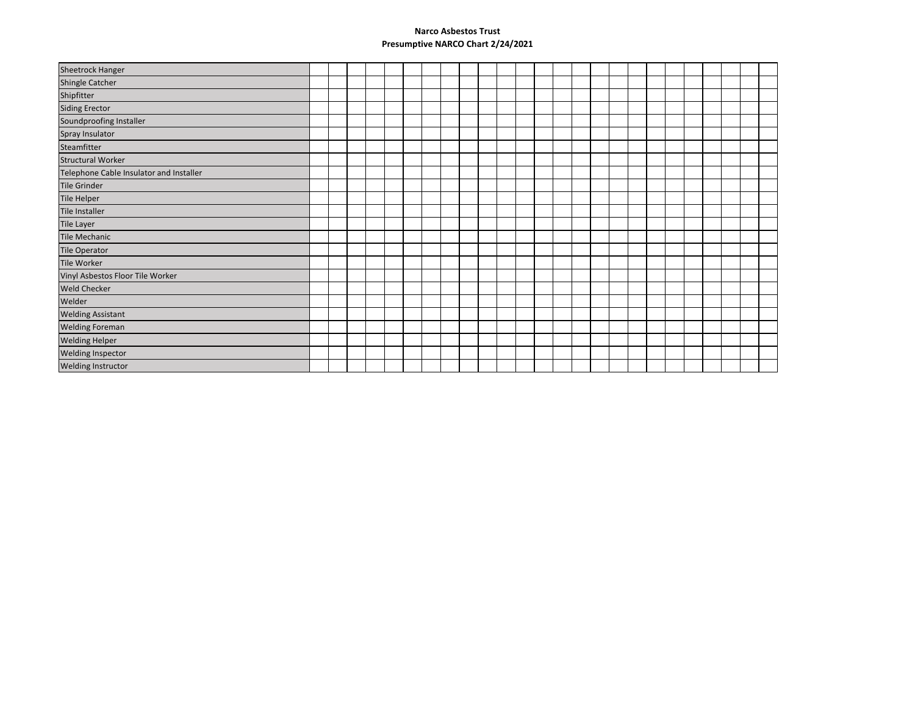**Narco Asbestos Trust**
**Presumptive NARCO Chart 2/24/2021**

| | | | | | | | | | | | | | | | | | | | | | | | | | |
|---|---|---|---|---|---|---|---|---|---|---|---|---|---|---|---|---|---|---|---|---|---|---|---|---|---|
| Sheetrock Hanger | | | | | | | | | | | | | | | | | | | | | | | | | |
| Shingle Catcher | | | | | | | | | | | | | | | | | | | | | | | | | |
| Shipfitter | | | | | | | | | | | | | | | | | | | | | | | | | |
| Siding Erector | | | | | | | | | | | | | | | | | | | | | | | | | |
| Soundproofing Installer | | | | | | | | | | | | | | | | | | | | | | | | | |
| Spray Insulator | | | | | | | | | | | | | | | | | | | | | | | | | |
| Steamfitter | | | | | | | | | | | | | | | | | | | | | | | | | |
| Structural Worker | | | | | | | | | | | | | | | | | | | | | | | | | |
| Telephone Cable Insulator and Installer | | | | | | | | | | | | | | | | | | | | | | | | | |
| Tile Grinder | | | | | | | | | | | | | | | | | | | | | | | | | |
| Tile Helper | | | | | | | | | | | | | | | | | | | | | | | | | |
| Tile Installer | | | | | | | | | | | | | | | | | | | | | | | | | |
| Tile Layer | | | | | | | | | | | | | | | | | | | | | | | | | |
| Tile Mechanic | | | | | | | | | | | | | | | | | | | | | | | | | |
| Tile Operator | | | | | | | | | | | | | | | | | | | | | | | | | |
| Tile Worker | | | | | | | | | | | | | | | | | | | | | | | | | |
| Vinyl Asbestos Floor Tile Worker | | | | | | | | | | | | | | | | | | | | | | | | | |
| Weld Checker | | | | | | | | | | | | | | | | | | | | | | | | | |
| Welder | | | | | | | | | | | | | | | | | | | | | | | | | |
| Welding Assistant | | | | | | | | | | | | | | | | | | | | | | | | | |
| Welding Foreman | | | | | | | | | | | | | | | | | | | | | | | | | |
| Welding Helper | | | | | | | | | | | | | | | | | | | | | | | | | |
| Welding Inspector | | | | | | | | | | | | | | | | | | | | | | | | | |
| Welding Instructor | | | | | | | | | | | | | | | | | | | | | | | | | |